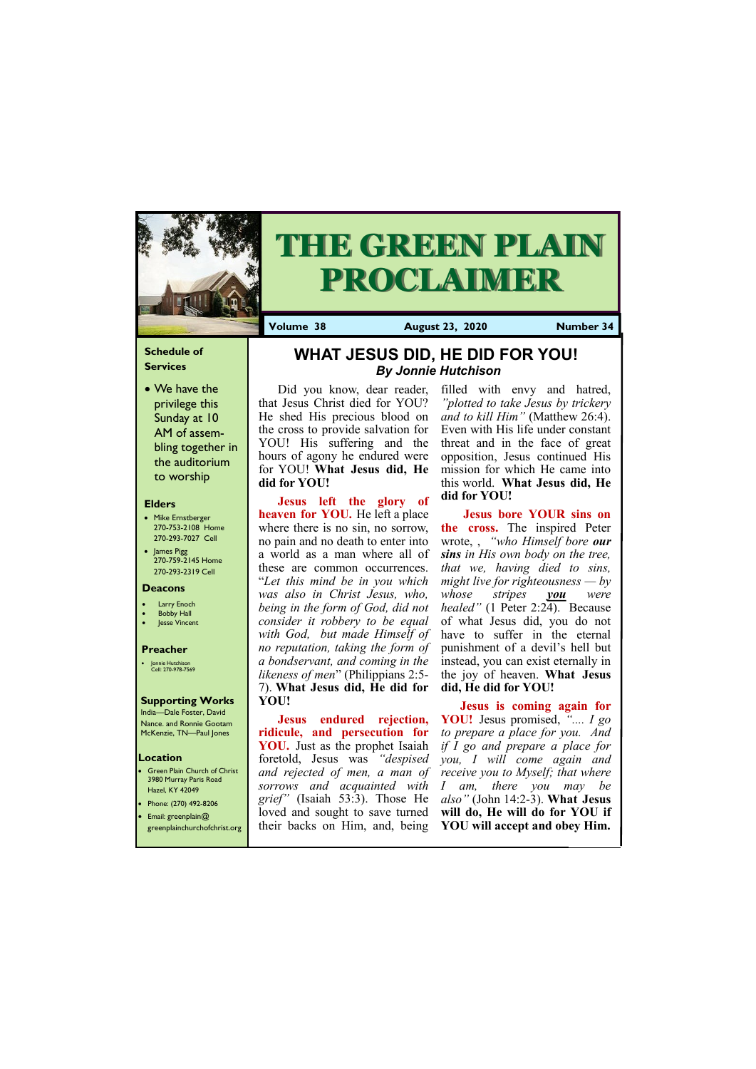# THE GREEN PLAIN PROCLAIMER

**Volume 38** | **August 23, 2020** | **Number 34**

## WHAT JESUS DID, HE DID FOR YOU!

***By Jonnie Hutchison***

Did you know, dear reader, that Jesus Christ died for YOU? He shed His precious blood on the cross to provide salvation for YOU! His suffering and the hours of agony he endured were for YOU! **What Jesus did, He did for YOU!**

**Jesus left the glory of heaven for YOU.** He left a place where there is no sin, no sorrow, no pain and no death to enter into a world as a man where all of these are common occurrences. "*Let this mind be in you which was also in Christ Jesus, who, being in the form of God, did not consider it robbery to be equal with God, but made Himself of no reputation, taking the form of a bondservant, and coming in the likeness of men*" (Philippians 2:5-7). **What Jesus did, He did for YOU!**

**Jesus endured rejection, ridicule, and persecution for YOU.** Just as the prophet Isaiah foretold, Jesus was *"despised and rejected of men, a man of sorrows and acquainted with grief"* (Isaiah 53:3). Those He loved and sought to save turned their backs on Him, and, being filled with envy and hatred, *"plotted to take Jesus by trickery and to kill Him"* (Matthew 26:4). Even with His life under constant threat and in the face of great opposition, Jesus continued His mission for which He came into this world. **What Jesus did, He did for YOU!**

**Jesus bore YOUR sins on the cross.** The inspired Peter wrote, , *"who Himself bore **our sins** in His own body on the tree, that we, having died to sins, might live for righteousness — by whose stripes **you** were healed"* (1 Peter 2:24). Because of what Jesus did, you do not have to suffer in the eternal punishment of a devil's hell but instead, you can exist eternally in the joy of heaven. **What Jesus did, He did for YOU!**

**Jesus is coming again for YOU!** Jesus promised, *".... I go to prepare a place for you. And if I go and prepare a place for you, I will come again and receive you to Myself; that where I am, there you may be also"* (John 14:2-3). **What Jesus will do, He will do for YOU if YOU will accept and obey Him.**

---

### Schedule of Services

- We have the privilege this Sunday at 10 AM of assembling together in the auditorium to worship

### Elders

- Mike Ernstberger 270-753-2108 Home 270-293-7027 Cell
- James Pigg 270-759-2145 Home 270-293-2319 Cell

### Deacons

- Larry Enoch
- Bobby Hall
- Jesse Vincent

### Preacher

- Jonnie Hutchison Cell: 270-978-7569

### Supporting Works

India—Dale Foster, David Nance. and Ronnie Gootam McKenzie, TN—Paul Jones

### Location

- Green Plain Church of Christ 3980 Murray Paris Road Hazel, KY 42049
- Phone: (270) 492-8206
- Email: greenplain@greenplainchurchofchrist.org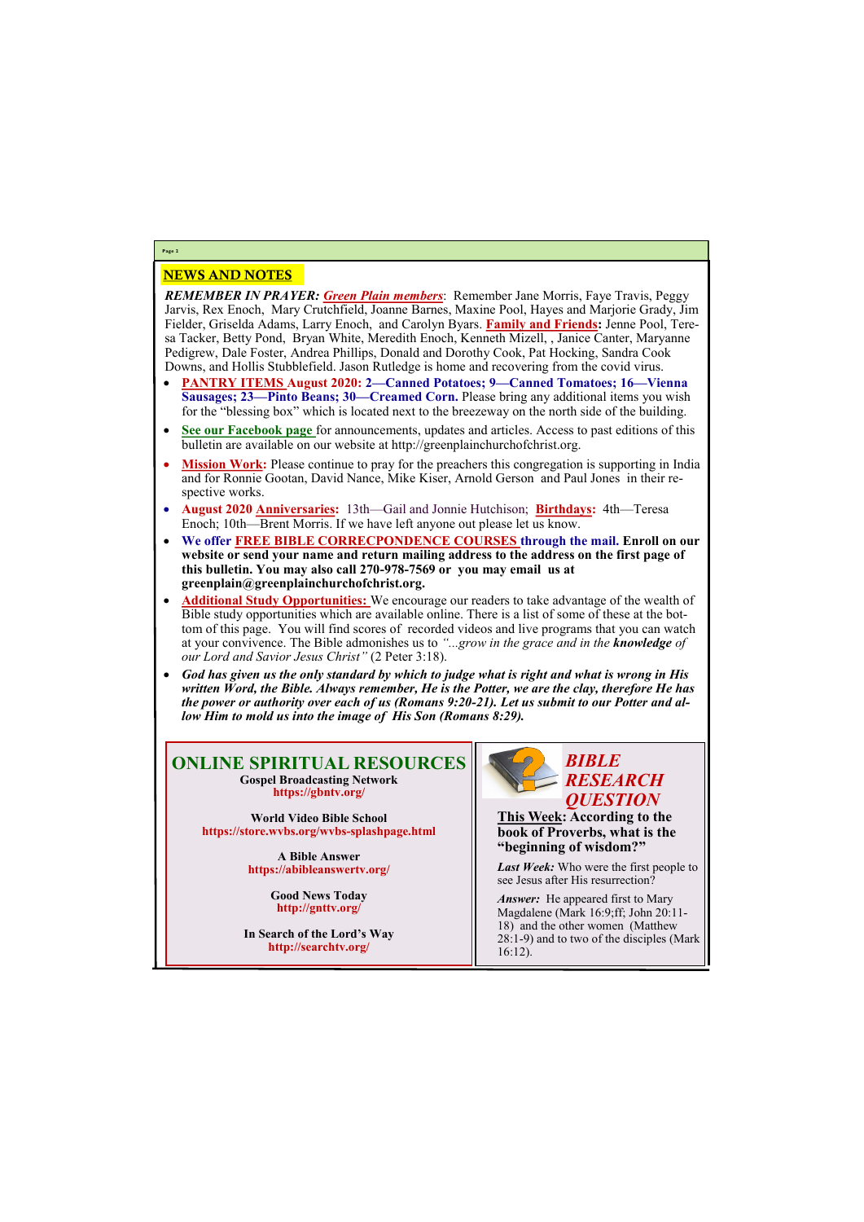## NEWS AND NOTES

***REMEMBER IN PRAYER:*** ***Green Plain members***: Remember Jane Morris, Faye Travis, Peggy Jarvis, Rex Enoch, Mary Crutchfield, Joanne Barnes, Maxine Pool, Hayes and Marjorie Grady, Jim Fielder, Griselda Adams, Larry Enoch, and Carolyn Byars. **Family and Friends:** Jenne Pool, Teresa Tacker, Betty Pond, Bryan White, Meredith Enoch, Kenneth Mizell, , Janice Canter, Maryanne Pedigrew, Dale Foster, Andrea Phillips, Donald and Dorothy Cook, Pat Hocking, Sandra Cook Downs, and Hollis Stubblefield. Jason Rutledge is home and recovering from the covid virus.

- **PANTRY ITEMS August 2020: 2—Canned Potatoes; 9—Canned Tomatoes; 16—Vienna Sausages; 23—Pinto Beans; 30—Creamed Corn.** Please bring any additional items you wish for the "blessing box" which is located next to the breezeway on the north side of the building.
- **See our Facebook page** for announcements, updates and articles. Access to past editions of this bulletin are available on our website at http://greenplainchurchofchrist.org.
- **Mission Work:** Please continue to pray for the preachers this congregation is supporting in India and for Ronnie Gootan, David Nance, Mike Kiser, Arnold Gerson and Paul Jones in their respective works.
- **August 2020 Anniversaries:** 13th—Gail and Jonnie Hutchison; **Birthdays:** 4th—Teresa Enoch; 10th—Brent Morris. If we have left anyone out please let us know.
- **We offer FREE BIBLE CORRECPONDENCE COURSES through the mail. Enroll on our website or send your name and return mailing address to the address on the first page of this bulletin. You may also call 270-978-7569 or you may email us at greenplain@greenplainchurchofchrist.org.**
- **Additional Study Opportunities:** We encourage our readers to take advantage of the wealth of Bible study opportunities which are available online. There is a list of some of these at the bottom of this page. You will find scores of recorded videos and live programs that you can watch at your convivence. The Bible admonishes us to *"...grow in the grace and in the **knowledge** of our Lord and Savior Jesus Christ"* (2 Peter 3:18).
- ***God has given us the only standard by which to judge what is right and what is wrong in His written Word, the Bible. Always remember, He is the Potter, we are the clay, therefore He has the power or authority over each of us (Romans 9:20-21). Let us submit to our Potter and allow Him to mold us into the image of His Son (Romans 8:29).***

## ONLINE SPIRITUAL RESOURCES

**Gospel Broadcasting Network**
**https://gbntv.org/**

**World Video Bible School**
**https://store.wvbs.org/wvbs-splashpage.html**

**A Bible Answer**
**https://abibleanswertv.org/**

**Good News Today**
**http://gnttv.org/**

**In Search of the Lord's Way**
**http://searchtv.org/**

## *BIBLE RESEARCH QUESTION*

**This Week: According to the book of Proverbs, what is the "beginning of wisdom?"**

***Last Week:*** Who were the first people to see Jesus after His resurrection?

***Answer:*** He appeared first to Mary Magdalene (Mark 16:9;ff; John 20:11-18) and the other women (Matthew 28:1-9) and to two of the disciples (Mark 16:12).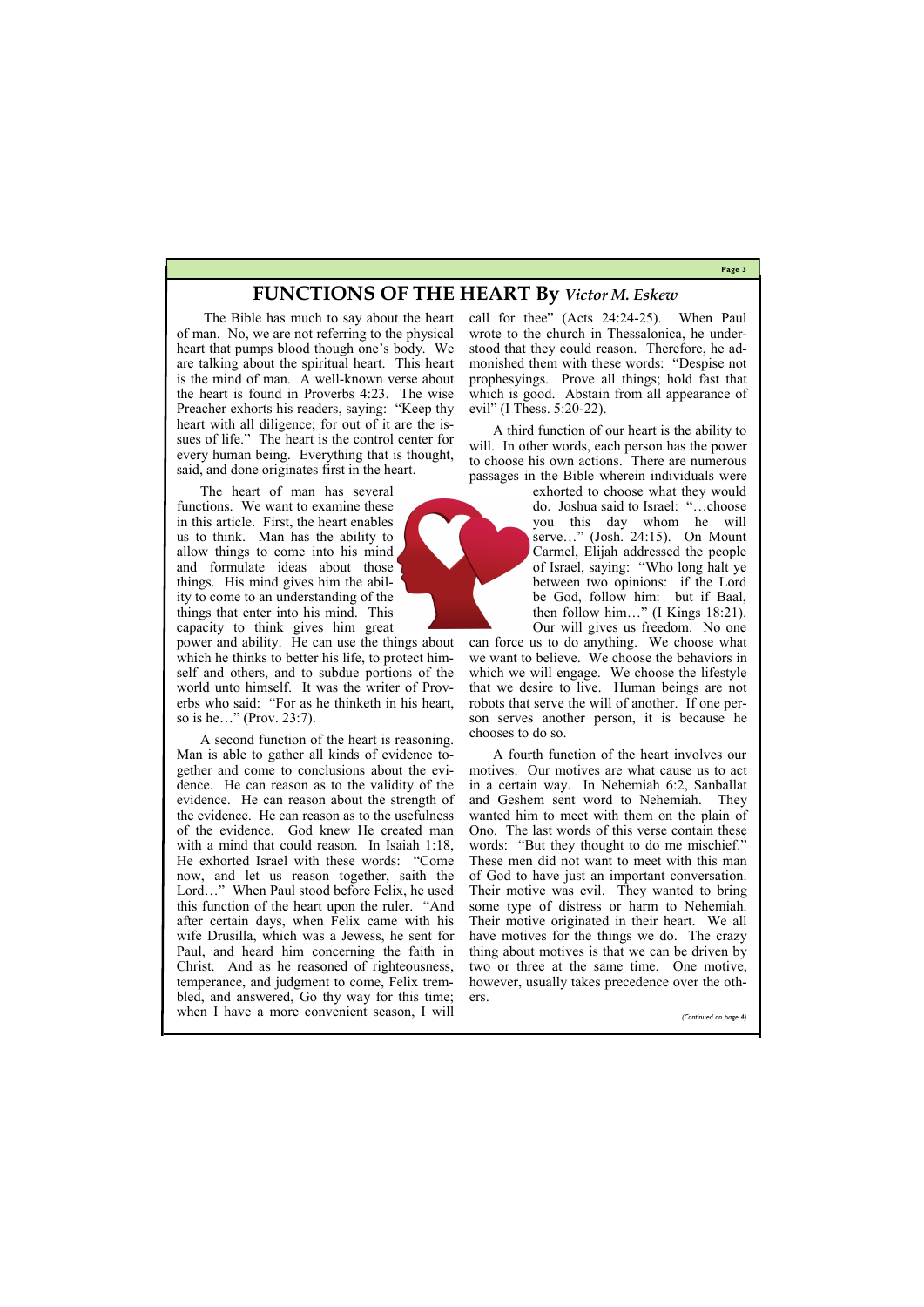# FUNCTIONS OF THE HEART By *Victor M. Eskew*

The Bible has much to say about the heart of man. No, we are not referring to the physical heart that pumps blood though one's body. We are talking about the spiritual heart. This heart is the mind of man. A well-known verse about the heart is found in Proverbs 4:23. The wise Preacher exhorts his readers, saying: "Keep thy heart with all diligence; for out of it are the issues of life." The heart is the control center for every human being. Everything that is thought, said, and done originates first in the heart.

The heart of man has several functions. We want to examine these in this article. First, the heart enables us to think. Man has the ability to allow things to come into his mind and formulate ideas about those things. His mind gives him the ability to come to an understanding of the things that enter into his mind. This capacity to think gives him great power and ability. He can use the things about which he thinks to better his life, to protect himself and others, and to subdue portions of the world unto himself. It was the writer of Proverbs who said: "For as he thinketh in his heart, so is he…" (Prov. 23:7).

A second function of the heart is reasoning. Man is able to gather all kinds of evidence together and come to conclusions about the evidence. He can reason as to the validity of the evidence. He can reason about the strength of the evidence. He can reason as to the usefulness of the evidence. God knew He created man with a mind that could reason. In Isaiah 1:18, He exhorted Israel with these words: "Come now, and let us reason together, saith the Lord…" When Paul stood before Felix, he used this function of the heart upon the ruler. "And after certain days, when Felix came with his wife Drusilla, which was a Jewess, he sent for Paul, and heard him concerning the faith in Christ. And as he reasoned of righteousness, temperance, and judgment to come, Felix trembled, and answered, Go thy way for this time; when I have a more convenient season, I will call for thee" (Acts 24:24-25). When Paul wrote to the church in Thessalonica, he understood that they could reason. Therefore, he admonished them with these words: "Despise not prophesyings. Prove all things; hold fast that which is good. Abstain from all appearance of evil" (I Thess. 5:20-22).

A third function of our heart is the ability to will. In other words, each person has the power to choose his own actions. There are numerous passages in the Bible wherein individuals were exhorted to choose what they would do. Joshua said to Israel: "…choose you this day whom he will serve…" (Josh. 24:15). On Mount Carmel, Elijah addressed the people of Israel, saying: "Who long halt ye between two opinions: if the Lord be God, follow him: but if Baal, then follow him…" (I Kings 18:21). Our will gives us freedom. No one can force us to do anything. We choose what we want to believe. We choose the behaviors in which we will engage. We choose the lifestyle that we desire to live. Human beings are not robots that serve the will of another. If one person serves another person, it is because he chooses to do so.

A fourth function of the heart involves our motives. Our motives are what cause us to act in a certain way. In Nehemiah 6:2, Sanballat and Geshem sent word to Nehemiah. They wanted him to meet with them on the plain of Ono. The last words of this verse contain these words: "But they thought to do me mischief." These men did not want to meet with this man of God to have just an important conversation. Their motive was evil. They wanted to bring some type of distress or harm to Nehemiah. Their motive originated in their heart. We all have motives for the things we do. The crazy thing about motives is that we can be driven by two or three at the same time. One motive, however, usually takes precedence over the others.

*(Continued on page 4)*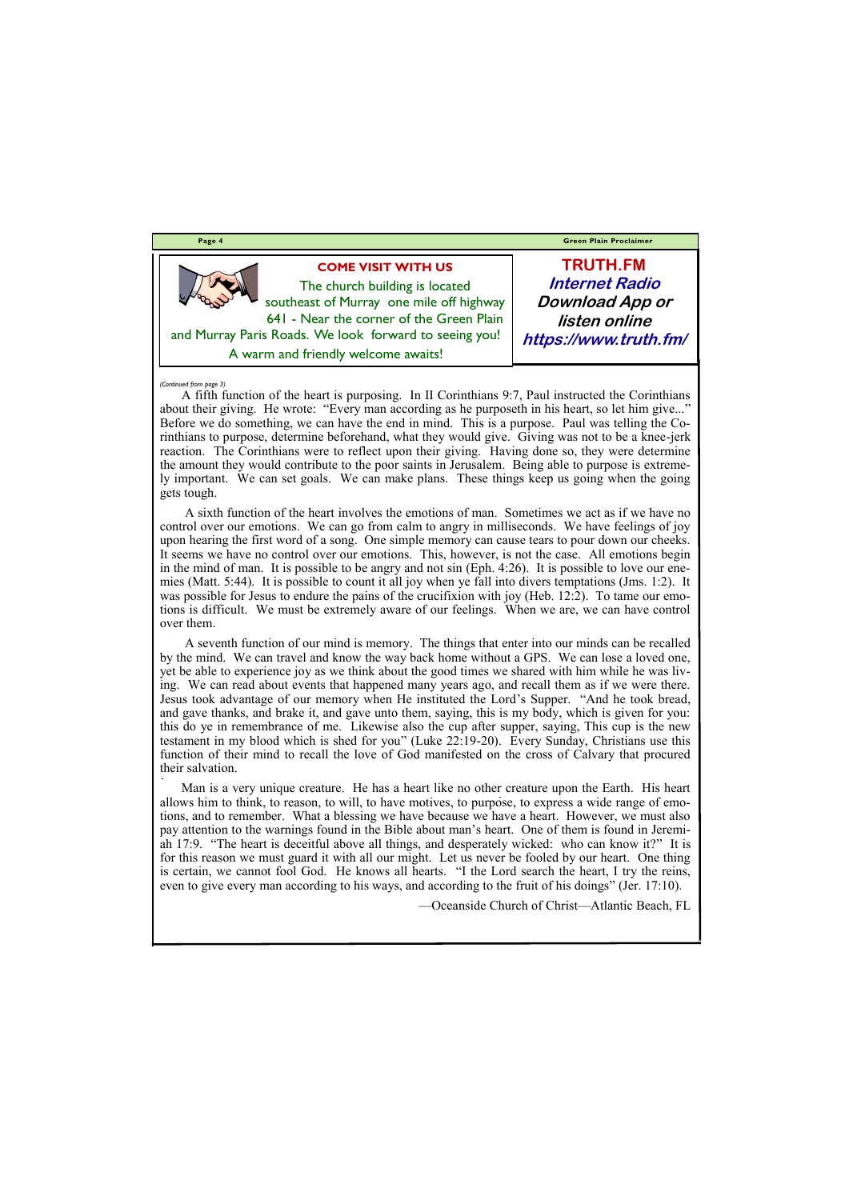## COME VISIT WITH US

The church building is located southeast of Murray one mile off highway 641 - Near the corner of the Green Plain and Murray Paris Roads. We look forward to seeing you! A warm and friendly welcome awaits!

## TRUTH.FM

***Internet Radio***

***Download App or listen online***

***https://www.truth.fm/***

*(Continued from page 3)*

A fifth function of the heart is purposing. In II Corinthians 9:7, Paul instructed the Corinthians about their giving. He wrote: "Every man according as he purposeth in his heart, so let him give..." Before we do something, we can have the end in mind. This is a purpose. Paul was telling the Corinthians to purpose, determine beforehand, what they would give. Giving was not to be a knee-jerk reaction. The Corinthians were to reflect upon their giving. Having done so, they were determine the amount they would contribute to the poor saints in Jerusalem. Being able to purpose is extremely important. We can set goals. We can make plans. These things keep us going when the going gets tough.

A sixth function of the heart involves the emotions of man. Sometimes we act as if we have no control over our emotions. We can go from calm to angry in milliseconds. We have feelings of joy upon hearing the first word of a song. One simple memory can cause tears to pour down our cheeks. It seems we have no control over our emotions. This, however, is not the case. All emotions begin in the mind of man. It is possible to be angry and not sin (Eph. 4:26). It is possible to love our enemies (Matt. 5:44). It is possible to count it all joy when ye fall into divers temptations (Jms. 1:2). It was possible for Jesus to endure the pains of the crucifixion with joy (Heb. 12:2). To tame our emotions is difficult. We must be extremely aware of our feelings. When we are, we can have control over them.

A seventh function of our mind is memory. The things that enter into our minds can be recalled by the mind. We can travel and know the way back home without a GPS. We can lose a loved one, yet be able to experience joy as we think about the good times we shared with him while he was living. We can read about events that happened many years ago, and recall them as if we were there. Jesus took advantage of our memory when He instituted the Lord's Supper. "And he took bread, and gave thanks, and brake it, and gave unto them, saying, this is my body, which is given for you: this do ye in remembrance of me. Likewise also the cup after supper, saying, This cup is the new testament in my blood which is shed for you" (Luke 22:19-20). Every Sunday, Christians use this function of their mind to recall the love of God manifested on the cross of Calvary that procured their salvation.

Man is a very unique creature. He has a heart like no other creature upon the Earth. His heart allows him to think, to reason, to will, to have motives, to purpose, to express a wide range of emotions, and to remember. What a blessing we have because we have a heart. However, we must also pay attention to the warnings found in the Bible about man's heart. One of them is found in Jeremiah 17:9. "The heart is deceitful above all things, and desperately wicked: who can know it?" It is for this reason we must guard it with all our might. Let us never be fooled by our heart. One thing is certain, we cannot fool God. He knows all hearts. "I the Lord search the heart, I try the reins, even to give every man according to his ways, and according to the fruit of his doings" (Jer. 17:10).

—Oceanside Church of Christ—Atlantic Beach, FL